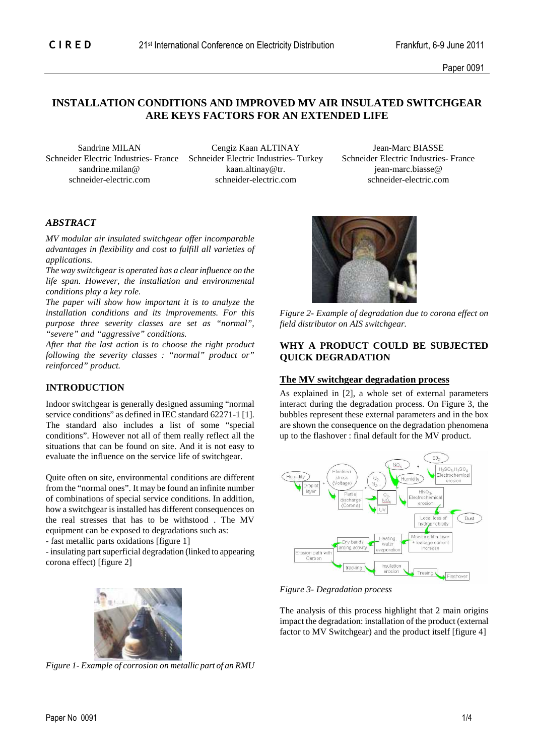# INSTALLATION CONDITIONS AND IMPROVED MV AIR INSULATED SWITCHGEAR ARE KEYS FACTORS FOR AN EXTENDED LIFE

Sandrine MILAN
Schneider Electric Industries- France
sandrine.milan@schneider-electric.com

Cengiz Kaan ALTINAY
Schneider Electric Industries- Turkey
kaan.altinay@tr.schneider-electric.com

Jean-Marc BIASSE
Schneider Electric Industries- France
jean-marc.biasse@schneider-electric.com

## *ABSTRACT*

*MV modular air insulated switchgear offer incomparable advantages in flexibility and cost to fulfill all varieties of applications.*

*The way switchgear is operated has a clear influence on the life span. However, the installation and environmental conditions play a key role.*

*The paper will show how important it is to analyze the installation conditions and its improvements. For this purpose three severity classes are set as "normal", "severe" and "aggressive" conditions.*

*After that the last action is to choose the right product following the severity classes : "normal" product or" reinforced" product.*

## INTRODUCTION

Indoor switchgear is generally designed assuming "normal service conditions" as defined in IEC standard 62271-1 [1]. The standard also includes a list of some "special conditions". However not all of them really reflect all the situations that can be found on site. And it is not easy to evaluate the influence on the service life of switchgear.

Quite often on site, environmental conditions are different from the "normal ones". It may be found an infinite number of combinations of special service conditions. In addition, how a switchgear is installed has different consequences on the real stresses that has to be withstood . The MV equipment can be exposed to degradations such as:

- fast metallic parts oxidations [figure 1]
- insulating part superficial degradation (linked to appearing corona effect) [figure 2]

*Figure 1- Example of corrosion on metallic part of an RMU*

*Figure 2- Example of degradation due to corona effect on field distributor on AIS switchgear.*

## WHY A PRODUCT COULD BE SUBJECTED QUICK DEGRADATION

### The MV switchgear degradation process

As explained in [2], a whole set of external parameters interact during the degradation process. On Figure 3, the bubbles represent these external parameters and in the box are shown the consequence on the degradation phenomena up to the flashover : final default for the MV product.

*Figure 3- Degradation process*

The analysis of this process highlight that 2 main origins impact the degradation: installation of the product (external factor to MV Switchgear) and the product itself [figure 4]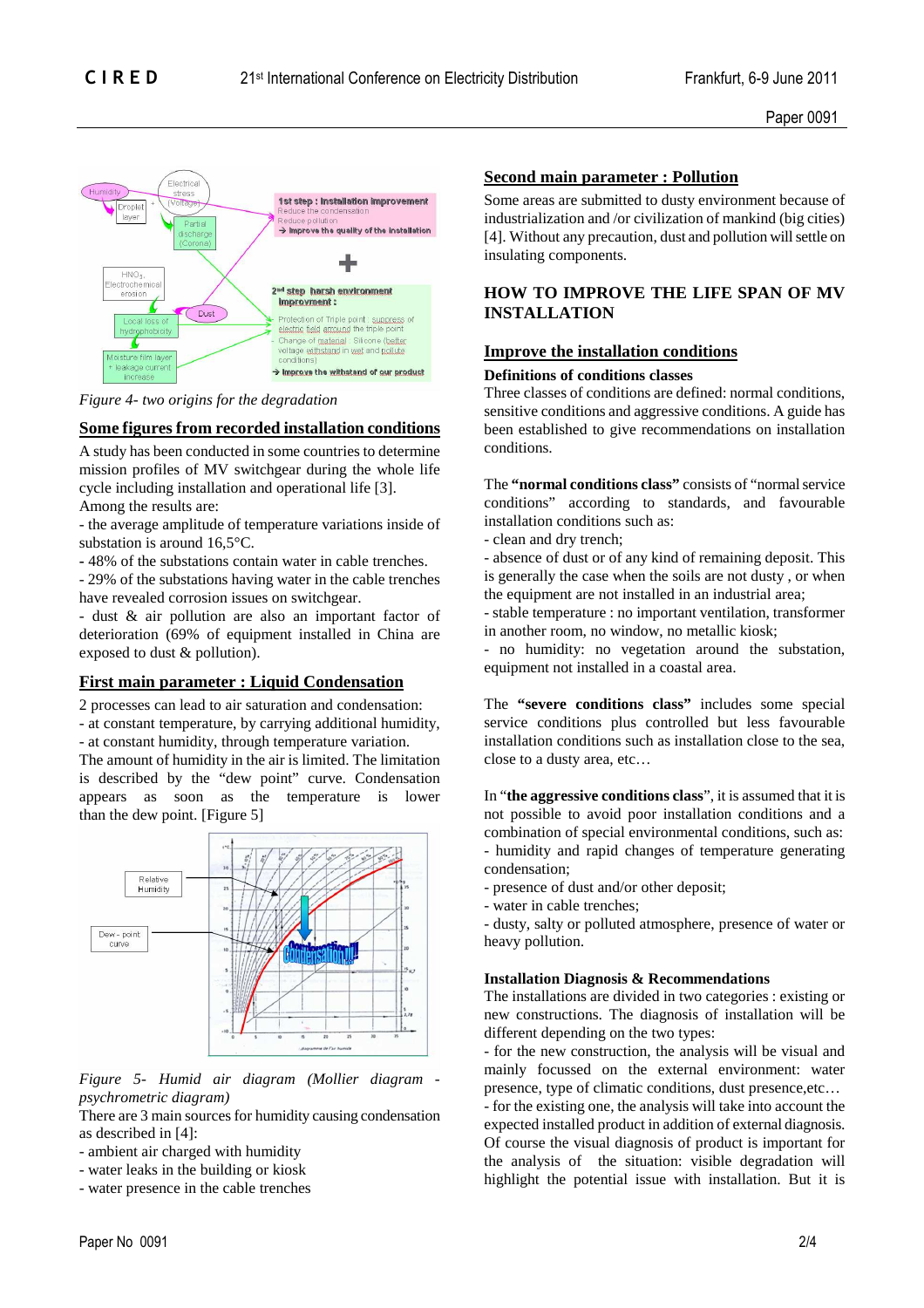*Figure 4- two origins for the degradation*

## Some figures from recorded installation conditions

A study has been conducted in some countries to determine mission profiles of MV switchgear during the whole life cycle including installation and operational life [3].
Among the results are:
- the average amplitude of temperature variations inside of substation is around 16,5°C.
- 48% of the substations contain water in cable trenches.
- 29% of the substations having water in the cable trenches have revealed corrosion issues on switchgear.
- dust & air pollution are also an important factor of deterioration (69% of equipment installed in China are exposed to dust & pollution).

## First main parameter : Liquid Condensation

2 processes can lead to air saturation and condensation:
- at constant temperature, by carrying additional humidity,
- at constant humidity, through temperature variation.
The amount of humidity in the air is limited. The limitation is described by the "dew point" curve. Condensation appears as soon as the temperature is lower than the dew point. [Figure 5]

*Figure 5- Humid air diagram (Mollier diagram - psychrometric diagram)*

There are 3 main sources for humidity causing condensation as described in [4]:
- ambient air charged with humidity
- water leaks in the building or kiosk
- water presence in the cable trenches

## Second main parameter : Pollution

Some areas are submitted to dusty environment because of industrialization and /or civilization of mankind (big cities) [4]. Without any precaution, dust and pollution will settle on insulating components.

# HOW TO IMPROVE THE LIFE SPAN OF MV INSTALLATION

## Improve the installation conditions

### Definitions of conditions classes

Three classes of conditions are defined: normal conditions, sensitive conditions and aggressive conditions. A guide has been established to give recommendations on installation conditions.

The **"normal conditions class"** consists of "normal service conditions" according to standards, and favourable installation conditions such as:
- clean and dry trench;
- absence of dust or of any kind of remaining deposit. This is generally the case when the soils are not dusty , or when the equipment are not installed in an industrial area;
- stable temperature : no important ventilation, transformer in another room, no window, no metallic kiosk;
- no humidity: no vegetation around the substation, equipment not installed in a coastal area.

The **"severe conditions class"** includes some special service conditions plus controlled but less favourable installation conditions such as installation close to the sea, close to a dusty area, etc…

In "**the aggressive conditions class**", it is assumed that it is not possible to avoid poor installation conditions and a combination of special environmental conditions, such as:
- humidity and rapid changes of temperature generating condensation;
- presence of dust and/or other deposit;
- water in cable trenches;
- dusty, salty or polluted atmosphere, presence of water or heavy pollution.

### Installation Diagnosis & Recommendations

The installations are divided in two categories : existing or new constructions. The diagnosis of installation will be different depending on the two types:
- for the new construction, the analysis will be visual and mainly focussed on the external environment: water presence, type of climatic conditions, dust presence,etc…
- for the existing one, the analysis will take into account the expected installed product in addition of external diagnosis. Of course the visual diagnosis of product is important for the analysis of the situation: visible degradation will highlight the potential issue with installation. But it is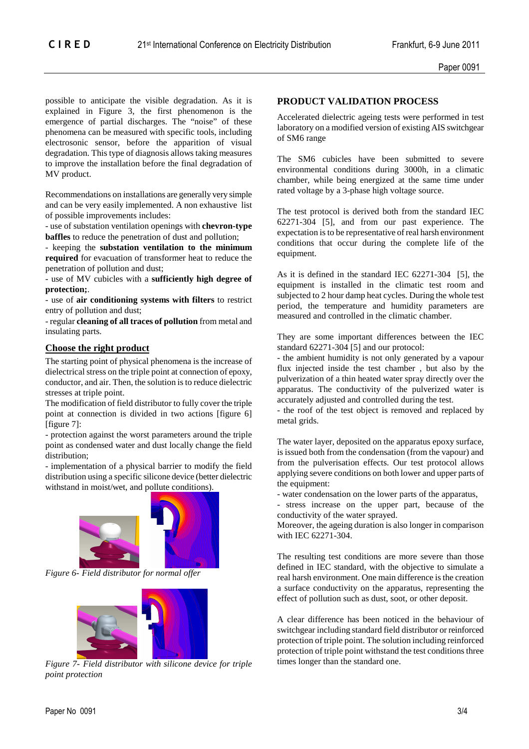possible to anticipate the visible degradation. As it is explained in Figure 3, the first phenomenon is the emergence of partial discharges. The "noise" of these phenomena can be measured with specific tools, including electrosonic sensor, before the apparition of visual degradation. This type of diagnosis allows taking measures to improve the installation before the final degradation of MV product.

Recommendations on installations are generally very simple and can be very easily implemented. A non exhaustive list of possible improvements includes:

- use of substation ventilation openings with **chevron-type baffles** to reduce the penetration of dust and pollution;
- keeping the **substation ventilation to the minimum required** for evacuation of transformer heat to reduce the penetration of pollution and dust;
- use of MV cubicles with a **sufficiently high degree of protection;**.
- use of **air conditioning systems with filters** to restrict entry of pollution and dust;
- regular **cleaning of all traces of pollution** from metal and insulating parts.

### Choose the right product

The starting point of physical phenomena is the increase of dielectrical stress on the triple point at connection of epoxy, conductor, and air. Then, the solution is to reduce dielectric stresses at triple point.

The modification of field distributor to fully cover the triple point at connection is divided in two actions [figure 6] [figure 7]:

- protection against the worst parameters around the triple point as condensed water and dust locally change the field distribution;
- implementation of a physical barrier to modify the field distribution using a specific silicone device (better dielectric withstand in moist/wet, and pollute conditions).

*Figure 6- Field distributor for normal offer*

*Figure 7- Field distributor with silicone device for triple point protection*

## PRODUCT VALIDATION PROCESS

Accelerated dielectric ageing tests were performed in test laboratory on a modified version of existing AIS switchgear of SM6 range

The SM6 cubicles have been submitted to severe environmental conditions during 3000h, in a climatic chamber, while being energized at the same time under rated voltage by a 3-phase high voltage source.

The test protocol is derived both from the standard IEC 62271-304 [5], and from our past experience. The expectation is to be representative of real harsh environment conditions that occur during the complete life of the equipment.

As it is defined in the standard IEC 62271-304 [5], the equipment is installed in the climatic test room and subjected to 2 hour damp heat cycles. During the whole test period, the temperature and humidity parameters are measured and controlled in the climatic chamber.

They are some important differences between the IEC standard 62271-304 [5] and our protocol:

- the ambient humidity is not only generated by a vapour flux injected inside the test chamber , but also by the pulverization of a thin heated water spray directly over the apparatus. The conductivity of the pulverized water is accurately adjusted and controlled during the test.
- the roof of the test object is removed and replaced by metal grids.

The water layer, deposited on the apparatus epoxy surface, is issued both from the condensation (from the vapour) and from the pulverisation effects. Our test protocol allows applying severe conditions on both lower and upper parts of the equipment:

- water condensation on the lower parts of the apparatus,
- stress increase on the upper part, because of the conductivity of the water sprayed.

Moreover, the ageing duration is also longer in comparison with IEC 62271-304.

The resulting test conditions are more severe than those defined in IEC standard, with the objective to simulate a real harsh environment. One main difference is the creation a surface conductivity on the apparatus, representing the effect of pollution such as dust, soot, or other deposit.

A clear difference has been noticed in the behaviour of switchgear including standard field distributor or reinforced protection of triple point. The solution including reinforced protection of triple point withstand the test conditions three times longer than the standard one.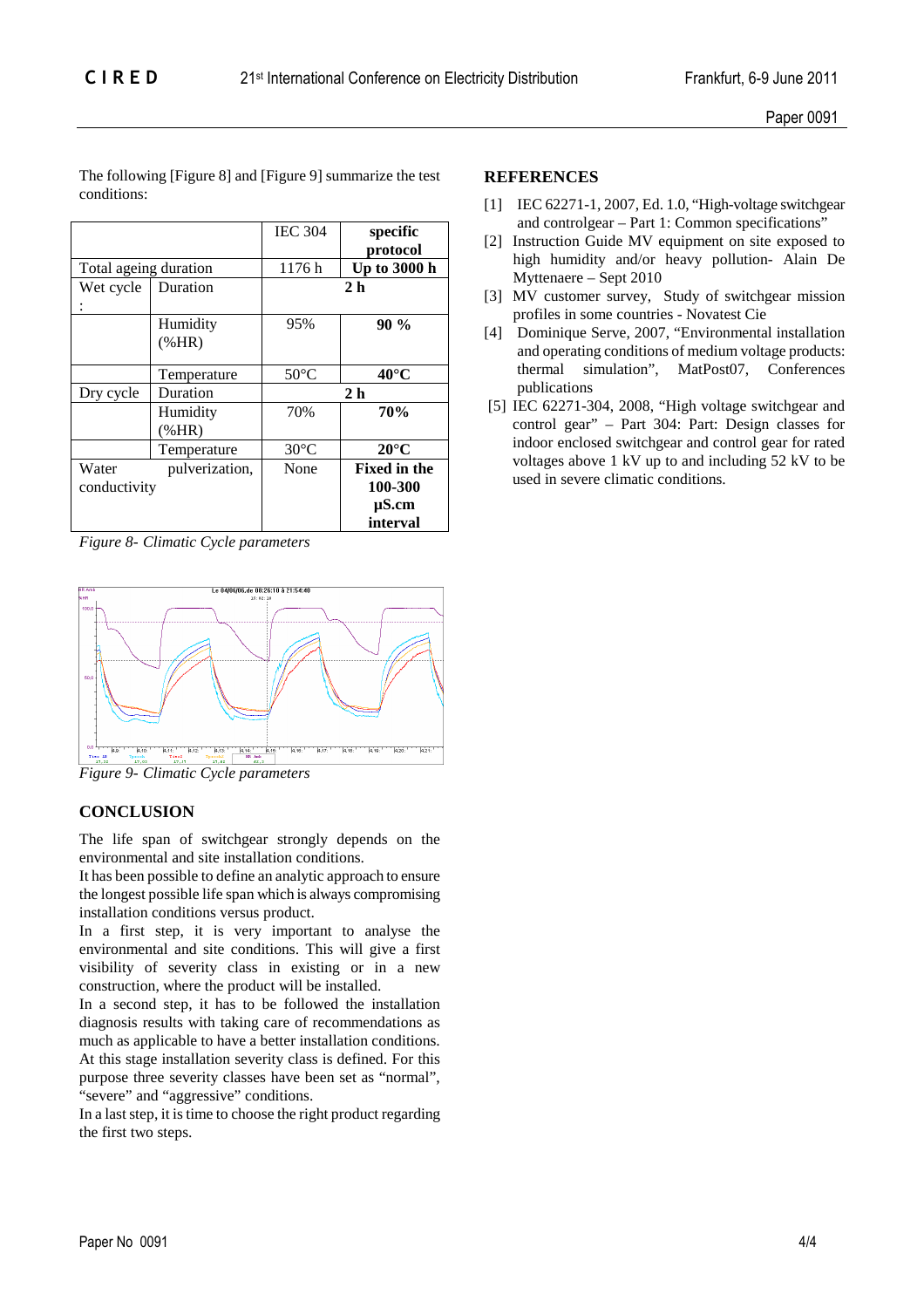The following [Figure 8] and [Figure 9] summarize the test conditions:

| | | IEC 304 | **specific protocol** |
|---|---|---|---|
| Total ageing duration | | 1176 h | **Up to 3000 h** |
| Wet cycle : | Duration | **2 h** | |
| | Humidity (%HR) | 95% | **90 %** |
| | Temperature | 50°C | **40°C** |
| Dry cycle | Duration | **2 h** | |
| | Humidity (%HR) | 70% | **70%** |
| | Temperature | 30°C | **20°C** |
| Water pulverization, conductivity | | None | **Fixed in the 100-300 µS.cm interval** |

*Figure 8- Climatic Cycle parameters*

Le 04/06/06 de 08:26:10 à 21:54:40

*Figure 9- Climatic Cycle parameters*

## CONCLUSION

The life span of switchgear strongly depends on the environmental and site installation conditions.

It has been possible to define an analytic approach to ensure the longest possible life span which is always compromising installation conditions versus product.

In a first step, it is very important to analyse the environmental and site conditions. This will give a first visibility of severity class in existing or in a new construction, where the product will be installed.

In a second step, it has to be followed the installation diagnosis results with taking care of recommendations as much as applicable to have a better installation conditions. At this stage installation severity class is defined. For this purpose three severity classes have been set as "normal", "severe" and "aggressive" conditions.

In a last step, it is time to choose the right product regarding the first two steps.

## REFERENCES

[1] IEC 62271-1, 2007, Ed. 1.0, "High-voltage switchgear and controlgear – Part 1: Common specifications"

[2] Instruction Guide MV equipment on site exposed to high humidity and/or heavy pollution- Alain De Myttenaere – Sept 2010

[3] MV customer survey, Study of switchgear mission profiles in some countries - Novatest Cie

[4] Dominique Serve, 2007, "Environmental installation and operating conditions of medium voltage products: thermal simulation", MatPost07, Conferences publications

[5] IEC 62271-304, 2008, "High voltage switchgear and control gear" – Part 304: Part: Design classes for indoor enclosed switchgear and control gear for rated voltages above 1 kV up to and including 52 kV to be used in severe climatic conditions.